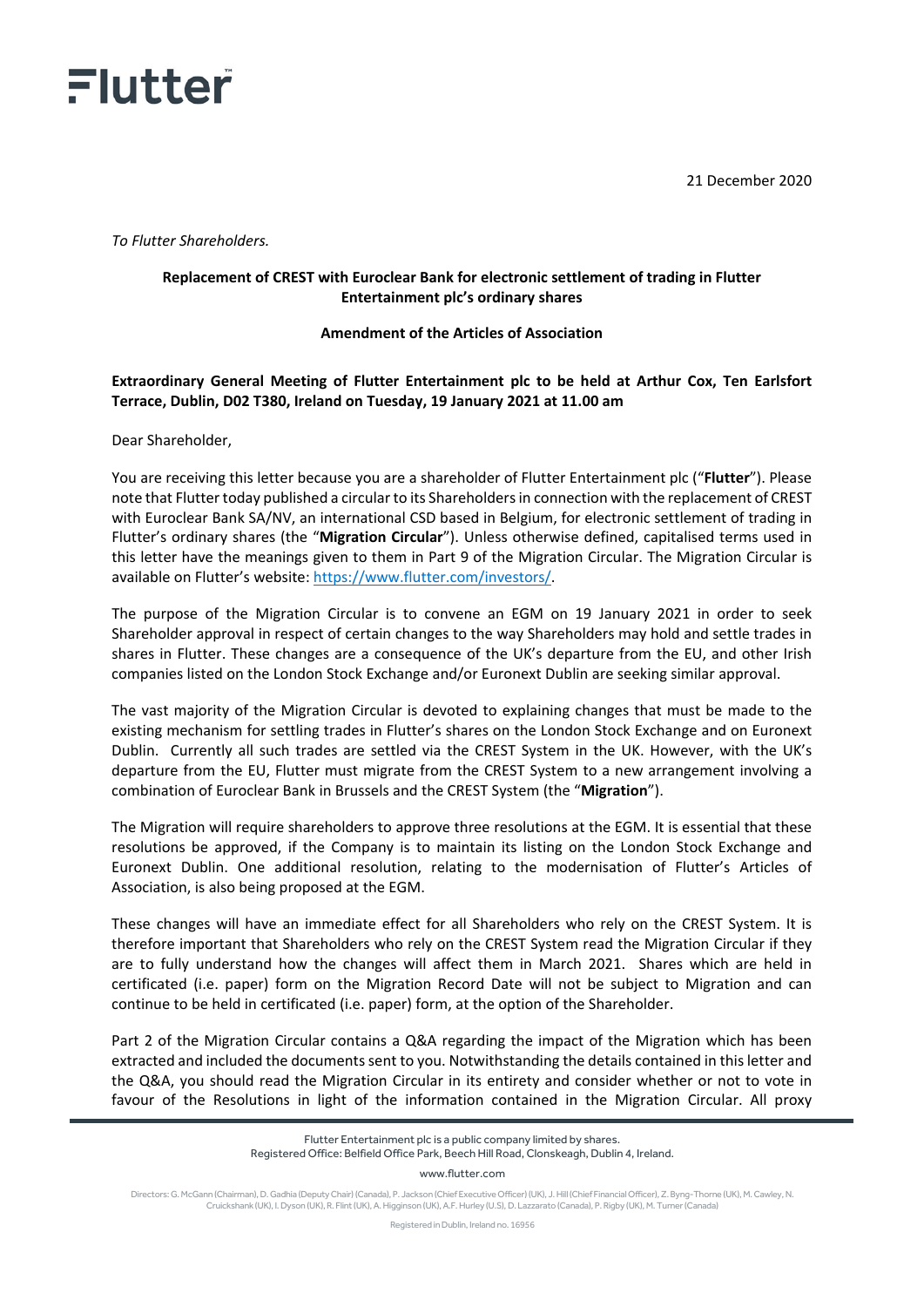# Flutter

21 December 2020

*To Flutter Shareholders.*

**Replacement of CREST with Euroclear Bank for electronic settlement of trading in Flutter Entertainment plc's ordinary shares**

**Amendment of the Articles of Association**

**Extraordinary General Meeting of Flutter Entertainment plc to be held at Arthur Cox, Ten Earlsfort Terrace, Dublin, D02 T380, Ireland on Tuesday, 19 January 2021 at 11.00 am**

Dear Shareholder,

You are receiving this letter because you are a shareholder of Flutter Entertainment plc ("**Flutter**"). Please note that Flutter today published a circular to its Shareholders in connection with the replacement of CREST with Euroclear Bank SA/NV, an international CSD based in Belgium, for electronic settlement of trading in Flutter's ordinary shares (the "**Migration Circular**"). Unless otherwise defined, capitalised terms used in this letter have the meanings given to them in Part 9 of the Migration Circular. The Migration Circular is available on Flutter's website: https://www.flutter.com/investors/.

The purpose of the Migration Circular is to convene an EGM on 19 January 2021 in order to seek Shareholder approval in respect of certain changes to the way Shareholders may hold and settle trades in shares in Flutter. These changes are a consequence of the UK's departure from the EU, and other Irish companies listed on the London Stock Exchange and/or Euronext Dublin are seeking similar approval.

The vast majority of the Migration Circular is devoted to explaining changes that must be made to the existing mechanism for settling trades in Flutter's shares on the London Stock Exchange and on Euronext Dublin. Currently all such trades are settled via the CREST System in the UK. However, with the UK's departure from the EU, Flutter must migrate from the CREST System to a new arrangement involving a combination of Euroclear Bank in Brussels and the CREST System (the "**Migration**").

The Migration will require shareholders to approve three resolutions at the EGM. It is essential that these resolutions be approved, if the Company is to maintain its listing on the London Stock Exchange and Euronext Dublin. One additional resolution, relating to the modernisation of Flutter's Articles of Association, is also being proposed at the EGM.

These changes will have an immediate effect for all Shareholders who rely on the CREST System. It is therefore important that Shareholders who rely on the CREST System read the Migration Circular if they are to fully understand how the changes will affect them in March 2021. Shares which are held in certificated (i.e. paper) form on the Migration Record Date will not be subject to Migration and can continue to be held in certificated (i.e. paper) form, at the option of the Shareholder.

Part 2 of the Migration Circular contains a Q&A regarding the impact of the Migration which has been extracted and included the documents sent to you. Notwithstanding the details contained in this letter and the Q&A, you should read the Migration Circular in its entirety and consider whether or not to vote in favour of the Resolutions in light of the information contained in the Migration Circular. All proxy

Flutter Entertainment plc is a public company limited by shares.
Registered Office: Belfield Office Park, Beech Hill Road, Clonskeagh, Dublin 4, Ireland.

www.flutter.com

Directors: G. McGann (Chairman), D. Gadhia (Deputy Chair) (Canada), P. Jackson (Chief Executive Officer) (UK), J. Hill (Chief Financial Officer), Z. Byng-Thorne (UK), M. Cawley, N. Cruickshank (UK), I. Dyson (UK), R. Flint (UK), A. Higginson (UK), A.F. Hurley (U.S), D. Lazzarato (Canada), P. Rigby (UK), M. Turner (Canada)

Registered in Dublin, Ireland no. 16956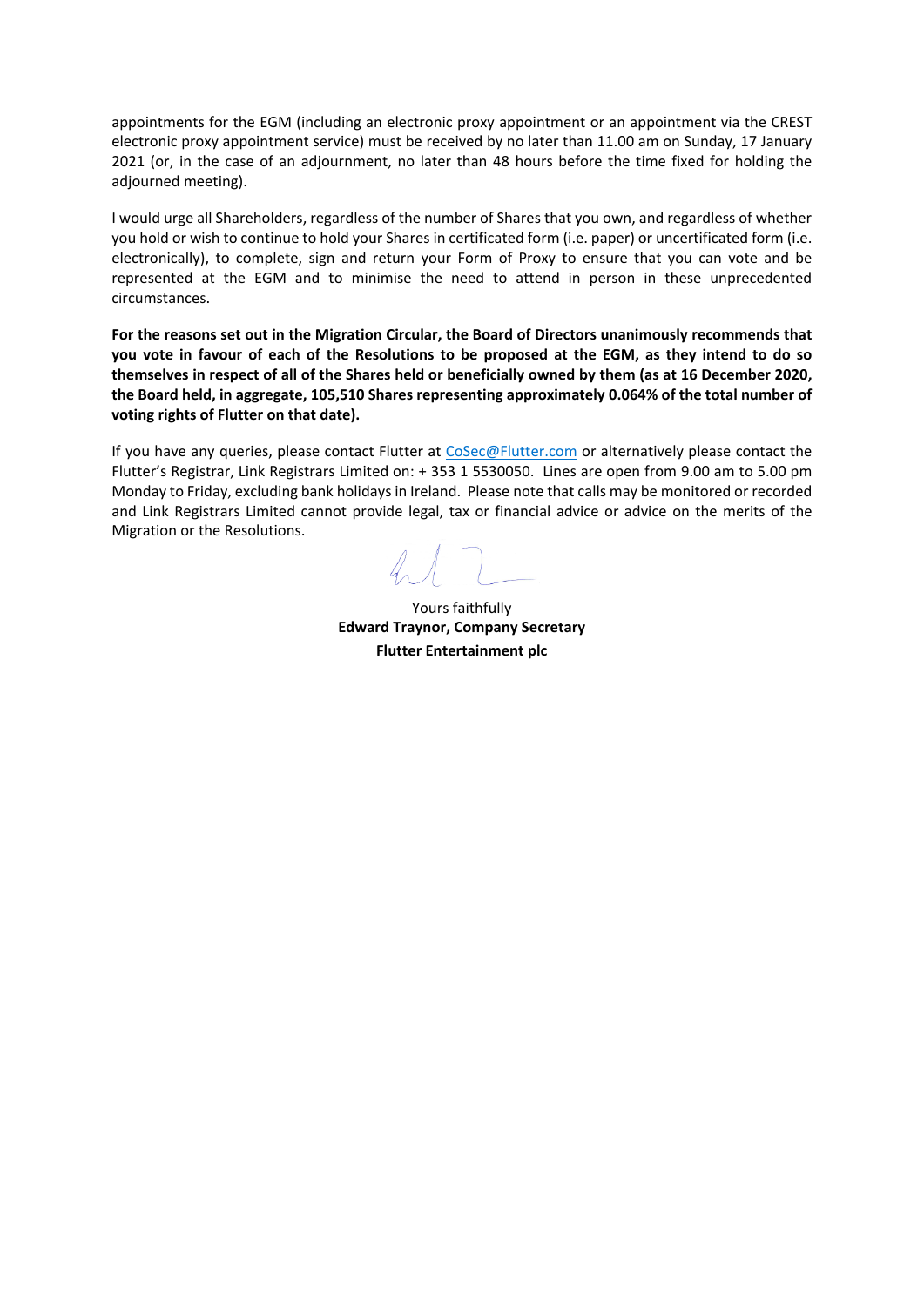appointments for the EGM (including an electronic proxy appointment or an appointment via the CREST electronic proxy appointment service) must be received by no later than 11.00 am on Sunday, 17 January 2021 (or, in the case of an adjournment, no later than 48 hours before the time fixed for holding the adjourned meeting).

I would urge all Shareholders, regardless of the number of Shares that you own, and regardless of whether you hold or wish to continue to hold your Shares in certificated form (i.e. paper) or uncertificated form (i.e. electronically), to complete, sign and return your Form of Proxy to ensure that you can vote and be represented at the EGM and to minimise the need to attend in person in these unprecedented circumstances.

**For the reasons set out in the Migration Circular, the Board of Directors unanimously recommends that you vote in favour of each of the Resolutions to be proposed at the EGM, as they intend to do so themselves in respect of all of the Shares held or beneficially owned by them (as at 16 December 2020, the Board held, in aggregate, 105,510 Shares representing approximately 0.064% of the total number of voting rights of Flutter on that date).**

If you have any queries, please contact Flutter at CoSec@Flutter.com or alternatively please contact the Flutter's Registrar, Link Registrars Limited on: + 353 1 5530050. Lines are open from 9.00 am to 5.00 pm Monday to Friday, excluding bank holidays in Ireland. Please note that calls may be monitored or recorded and Link Registrars Limited cannot provide legal, tax or financial advice or advice on the merits of the Migration or the Resolutions.

Yours faithfully

**Edward Traynor, Company Secretary**

**Flutter Entertainment plc**